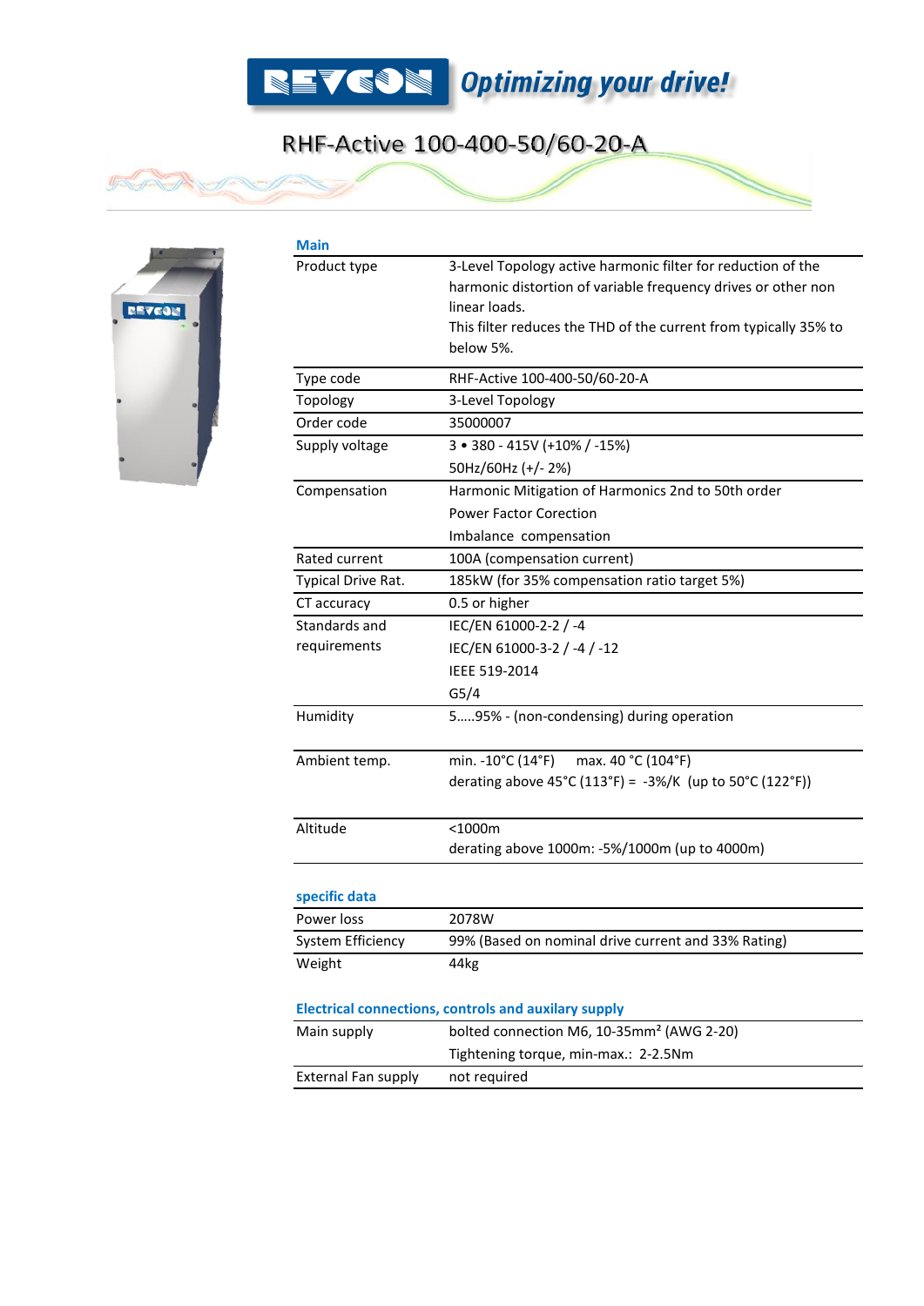# REVCON *Optimizing your drive!*

## RHF-Active 100-400-50/60-20-A

### Main

| | |
|---|---|
| Product type | 3-Level Topology active harmonic filter for reduction of the harmonic distortion of variable frequency drives or other non linear loads.<br>This filter reduces the THD of the current from typically 35% to below 5%. |
| Type code | RHF-Active 100-400-50/60-20-A |
| Topology | 3-Level Topology |
| Order code | 35000007 |
| Supply voltage | 3 • 380 - 415V (+10% / -15%)<br>50Hz/60Hz (+/- 2%) |
| Compensation | Harmonic Mitigation of Harmonics 2nd to 50th order<br>Power Factor Corection<br>Imbalance compensation |
| Rated current | 100A (compensation current) |
| Typical Drive Rat. | 185kW (for 35% compensation ratio target 5%) |
| CT accuracy | 0.5 or higher |
| Standards and requirements | IEC/EN 61000-2-2 / -4<br>IEC/EN 61000-3-2 / -4 / -12<br>IEEE 519-2014<br>G5/4 |
| Humidity | 5…..95% - (non-condensing) during operation |
| Ambient temp. | min. -10°C (14°F) max. 40 °C (104°F)<br>derating above 45°C (113°F) = -3%/K (up to 50°C (122°F)) |
| Altitude | <1000m<br>derating above 1000m: -5%/1000m (up to 4000m) |

### specific data

| | |
|---|---|
| Power loss | 2078W |
| System Efficiency | 99% (Based on nominal drive current and 33% Rating) |
| Weight | 44kg |

### Electrical connections, controls and auxilary supply

| | |
|---|---|
| Main supply | bolted connection M6, 10-35mm² (AWG 2-20)<br>Tightening torque, min-max.: 2-2.5Nm |
| External Fan supply | not required |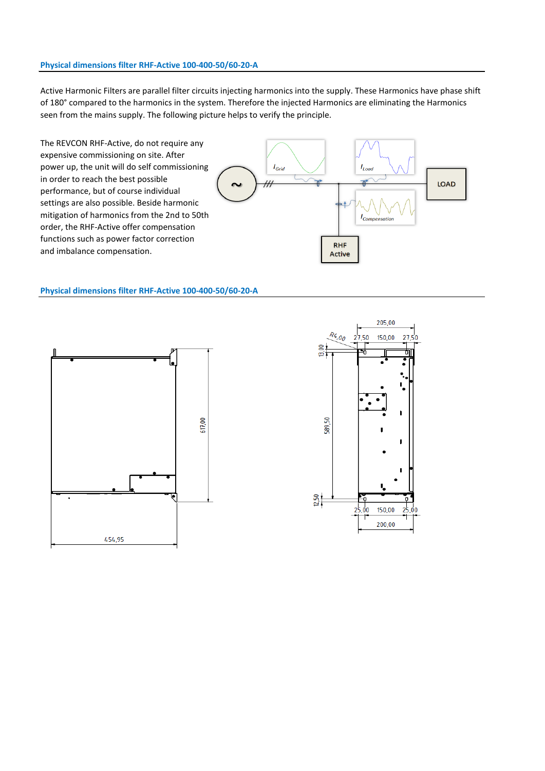## Physical dimensions filter RHF-Active 100-400-50/60-20-A

Active Harmonic Filters are parallel filter circuits injecting harmonics into the supply. These Harmonics have phase shift of 180° compared to the harmonics in the system. Therefore the injected Harmonics are eliminating the Harmonics seen from the mains supply. The following picture helps to verify the principle.

The REVCON RHF-Active, do not require any expensive commissioning on site. After power up, the unit will do self commissioning in order to reach the best possible performance, but of course individual settings are also possible. Beside harmonic mitigation of harmonics from the 2nd to 50th order, the RHF-Active offer compensation functions such as power factor correction and imbalance compensation.

~

$I_{Grid}$

$I_{Load}$

$I_{Compensation}$

LOAD

RHF Active

## Physical dimensions filter RHF-Active 100-400-50/60-20-A

617,00

454,95

205,00

R4,00

27,50 150,00 27,50

13,00

589,50

12,50

25,00 150,00 25,00

200,00